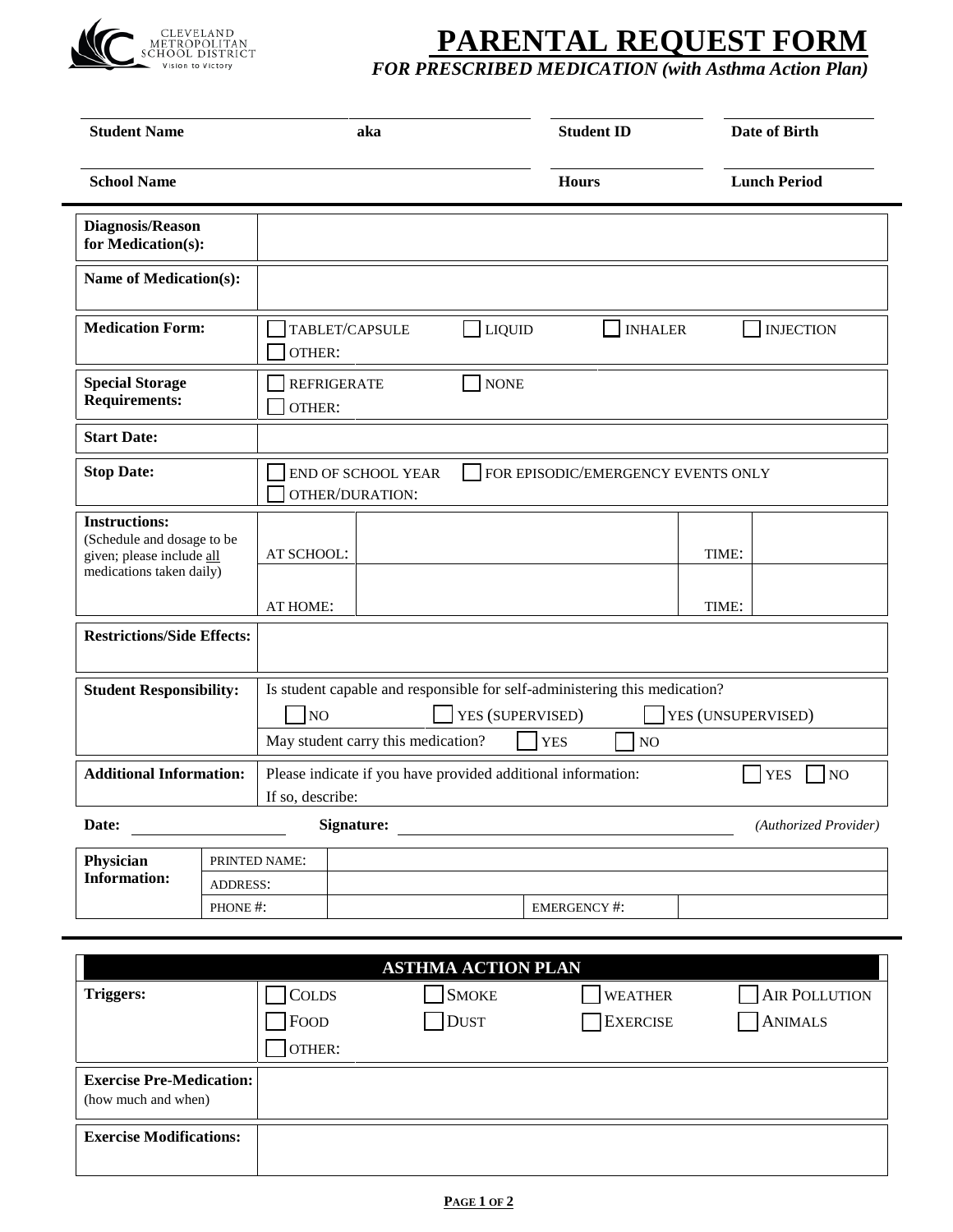# PARENTAL REQUEST FORM

*FOR PRESCRIBED MEDICATION (with Asthma Action Plan)*

| **Student Name** | **aka** | **Student ID** | **Date of Birth** |
|---|---|---|---|
| **School Name** | | **Hours** | **Lunch Period** |

| | |
|---|---|
| **Diagnosis/Reason for Medication(s):** | |
| **Name of Medication(s):** | |
| **Medication Form:** | ☐ TABLET/CAPSULE ☐ LIQUID ☐ INHALER ☐ INJECTION ☐ OTHER: |
| **Special Storage Requirements:** | ☐ REFRIGERATE ☐ NONE ☐ OTHER: |
| **Start Date:** | |
| **Stop Date:** | ☐ END OF SCHOOL YEAR ☐ FOR EPISODIC/EMERGENCY EVENTS ONLY ☐ OTHER/DURATION: |

| | | | | |
|---|---|---|---|---|
| **Instructions:** (Schedule and dosage to be given; please include all medications taken daily) | AT SCHOOL: | | TIME: | |
| | AT HOME: | | TIME: | |

| | |
|---|---|
| **Restrictions/Side Effects:** | |
| **Student Responsibility:** | Is student capable and responsible for self-administering this medication? ☐ NO ☐ YES (SUPERVISED) ☐ YES (UNSUPERVISED) |
| | May student carry this medication? ☐ YES ☐ NO |
| **Additional Information:** | Please indicate if you have provided additional information: ☐ YES ☐ NO If so, describe: |

**Date:** ____________ **Signature:** ______________________________ *(Authorized Provider)*

| **Physician Information:** | PRINTED NAME: | | | |
|---|---|---|---|---|
| | ADDRESS: | | | |
| | PHONE #: | | EMERGENCY #: | |

## ASTHMA ACTION PLAN

| | | | | |
|---|---|---|---|---|
| **Triggers:** | ☐ COLDS | ☐ SMOKE | ☐ WEATHER | ☐ AIR POLLUTION |
| | ☐ FOOD | ☐ DUST | ☐ EXERCISE | ☐ ANIMALS |
| | ☐ OTHER: | | | |

| | |
|---|---|
| **Exercise Pre-Medication:** (how much and when) | |
| **Exercise Modifications:** | |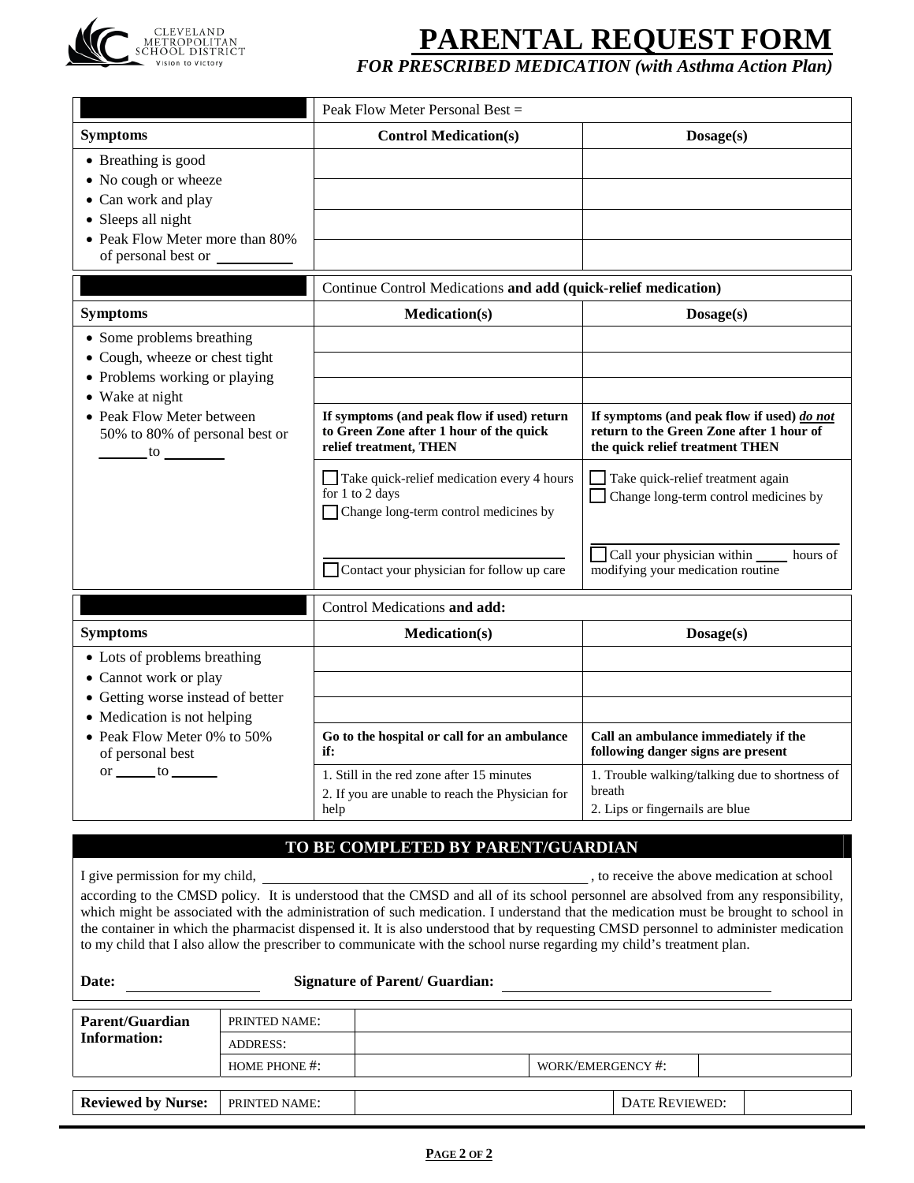# PARENTAL REQUEST FORM

***FOR PRESCRIBED MEDICATION (with Asthma Action Plan)***

| | Peak Flow Meter Personal Best = | |
|---|---|---|
| **Symptoms** | **Control Medication(s)** | **Dosage(s)** |
| • Breathing is good<br>• No cough or wheeze<br>• Can work and play<br>• Sleeps all night<br>• Peak Flow Meter more than 80% of personal best or ________ | | |

| | Continue Control Medications **and add (quick-relief medication)** | |
|---|---|---|
| **Symptoms** | **Medication(s)** | **Dosage(s)** |
| • Some problems breathing<br>• Cough, wheeze or chest tight<br>• Problems working or playing<br>• Wake at night<br>• Peak Flow Meter between 50% to 80% of personal best or ______ to ______ | | |
| | **If symptoms (and peak flow if used) return to Green Zone after 1 hour of the quick relief treatment, THEN** | **If symptoms (and peak flow if used) *do not* return to the Green Zone after 1 hour of the quick relief treatment THEN** |
| | ☐ Take quick-relief medication every 4 hours for 1 to 2 days<br>☐ Change long-term control medicines by<br>________________________<br>☐ Contact your physician for follow up care | ☐ Take quick-relief treatment again<br>☐ Change long-term control medicines by<br>________________________<br>☐ Call your physician within ____ hours of modifying your medication routine |

| | Control Medications **and add:** | |
|---|---|---|
| **Symptoms** | **Medication(s)** | **Dosage(s)** |
| • Lots of problems breathing<br>• Cannot work or play<br>• Getting worse instead of better<br>• Medication is not helping<br>• Peak Flow Meter 0% to 50% of personal best or _____ to _____ | | |
| | **Go to the hospital or call for an ambulance if:** | **Call an ambulance immediately if the following danger signs are present** |
| | 1. Still in the red zone after 15 minutes<br>2. If you are unable to reach the Physician for help | 1. Trouble walking/talking due to shortness of breath<br>2. Lips or fingernails are blue |

## TO BE COMPLETED BY PARENT/GUARDIAN

I give permission for my child, ________________________________________, to receive the above medication at school according to the CMSD policy. It is understood that the CMSD and all of its school personnel are absolved from any responsibility, which might be associated with the administration of such medication. I understand that the medication must be brought to school in the container in which the pharmacist dispensed it. It is also understood that by requesting CMSD personnel to administer medication to my child that I also allow the prescriber to communicate with the school nurse regarding my child's treatment plan.

**Date:** ________________ **Signature of Parent/ Guardian:** ________________________________

| | | | | |
|---|---|---|---|---|
| **Parent/Guardian Information:** | PRINTED NAME: | | | |
| | ADDRESS: | | | |
| | HOME PHONE #: | | WORK/EMERGENCY #: | |

| | | | | |
|---|---|---|---|---|
| **Reviewed by Nurse:** | PRINTED NAME: | | DATE REVIEWED: | |